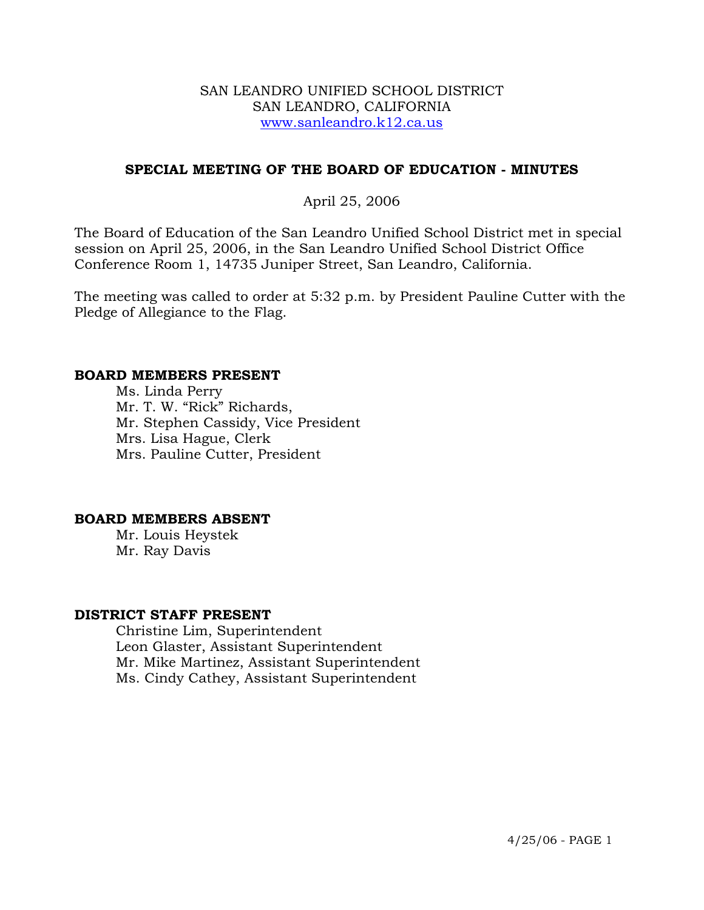SAN LEANDRO UNIFIED SCHOOL DISTRICT
SAN LEANDRO, CALIFORNIA
www.sanleandro.k12.ca.us

## SPECIAL MEETING OF THE BOARD OF EDUCATION - MINUTES

April 25, 2006

The Board of Education of the San Leandro Unified School District met in special session on April 25, 2006, in the San Leandro Unified School District Office Conference Room 1, 14735 Juniper Street, San Leandro, California.

The meeting was called to order at 5:32 p.m. by President Pauline Cutter with the Pledge of Allegiance to the Flag.

### BOARD MEMBERS PRESENT

Ms. Linda Perry
Mr. T. W. "Rick" Richards,
Mr. Stephen Cassidy, Vice President
Mrs. Lisa Hague, Clerk
Mrs. Pauline Cutter, President

### BOARD MEMBERS ABSENT

Mr. Louis Heystek
Mr. Ray Davis

### DISTRICT STAFF PRESENT

Christine Lim, Superintendent
Leon Glaster, Assistant Superintendent
Mr. Mike Martinez, Assistant Superintendent
Ms. Cindy Cathey, Assistant Superintendent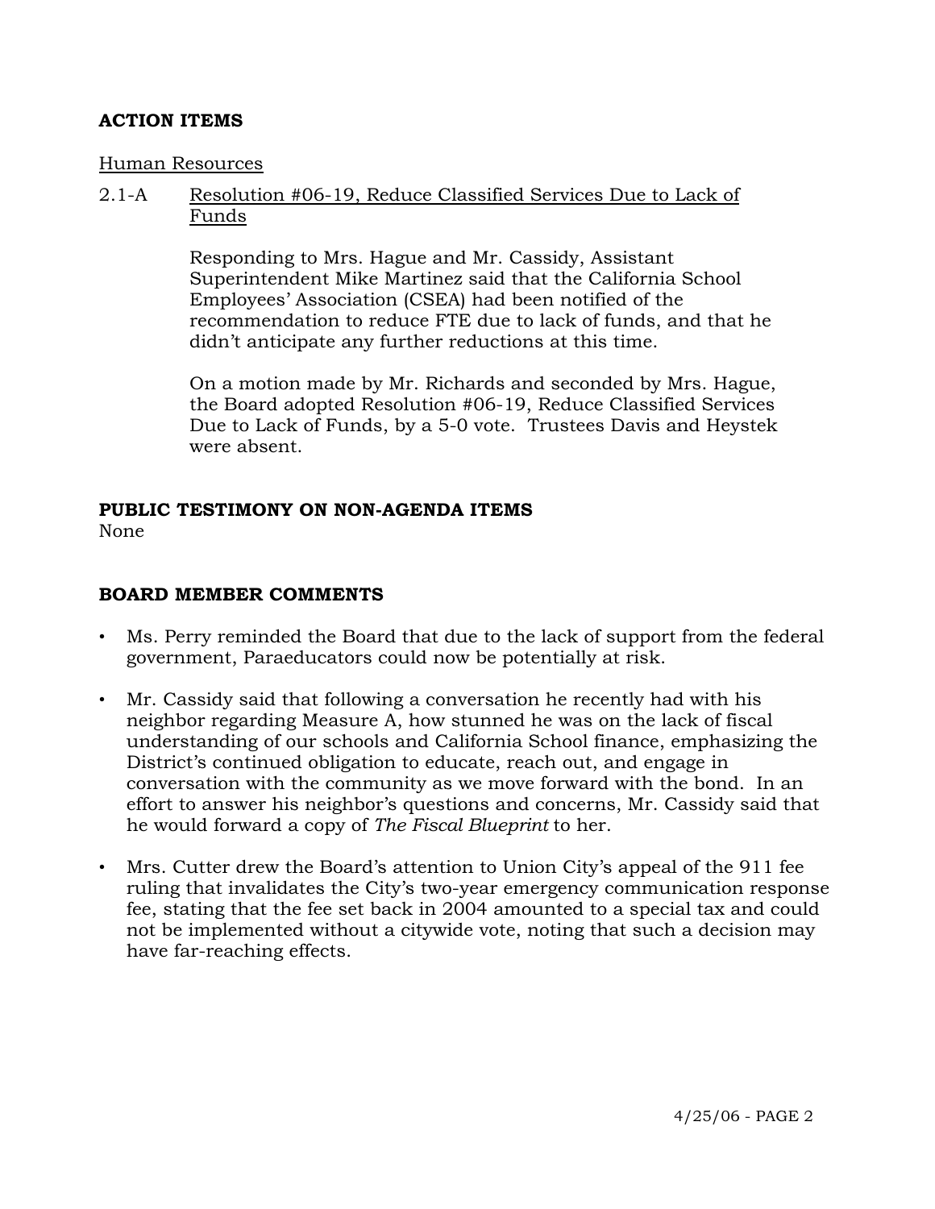## ACTION ITEMS

Human Resources

2.1-A Resolution #06-19, Reduce Classified Services Due to Lack of Funds

Responding to Mrs. Hague and Mr. Cassidy, Assistant Superintendent Mike Martinez said that the California School Employees' Association (CSEA) had been notified of the recommendation to reduce FTE due to lack of funds, and that he didn't anticipate any further reductions at this time.

On a motion made by Mr. Richards and seconded by Mrs. Hague, the Board adopted Resolution #06-19, Reduce Classified Services Due to Lack of Funds, by a 5-0 vote. Trustees Davis and Heystek were absent.

## PUBLIC TESTIMONY ON NON-AGENDA ITEMS

None

## BOARD MEMBER COMMENTS

- Ms. Perry reminded the Board that due to the lack of support from the federal government, Paraeducators could now be potentially at risk.
- Mr. Cassidy said that following a conversation he recently had with his neighbor regarding Measure A, how stunned he was on the lack of fiscal understanding of our schools and California School finance, emphasizing the District's continued obligation to educate, reach out, and engage in conversation with the community as we move forward with the bond. In an effort to answer his neighbor's questions and concerns, Mr. Cassidy said that he would forward a copy of *The Fiscal Blueprint* to her.
- Mrs. Cutter drew the Board's attention to Union City's appeal of the 911 fee ruling that invalidates the City's two-year emergency communication response fee, stating that the fee set back in 2004 amounted to a special tax and could not be implemented without a citywide vote, noting that such a decision may have far-reaching effects.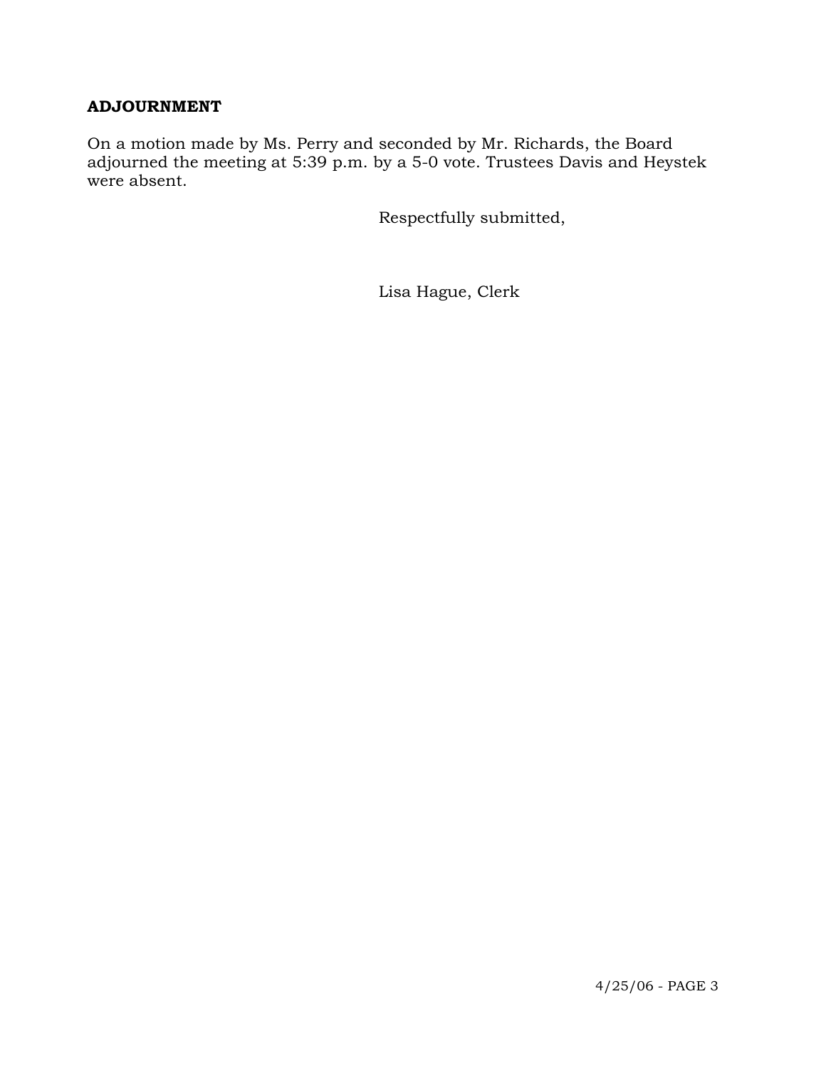**ADJOURNMENT**

On a motion made by Ms. Perry and seconded by Mr. Richards, the Board adjourned the meeting at 5:39 p.m. by a 5-0 vote. Trustees Davis and Heystek were absent.

Respectfully submitted,

Lisa Hague, Clerk